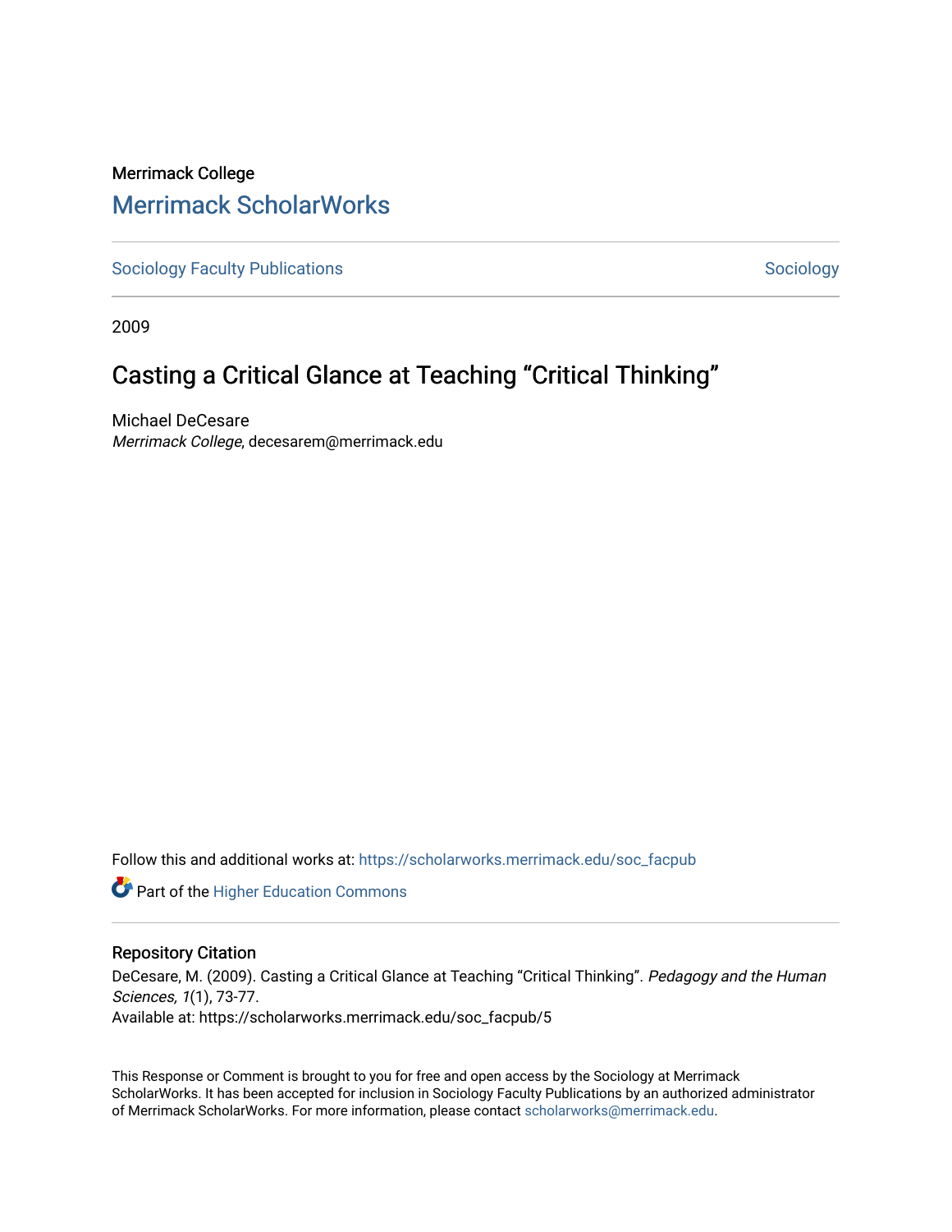Merrimack College

## Merrimack ScholarWorks

Sociology Faculty Publications | Sociology

2009

# Casting a Critical Glance at Teaching “Critical Thinking”

Michael DeCesare

*Merrimack College*, decesarem@merrimack.edu

Follow this and additional works at: https://scholarworks.merrimack.edu/soc_facpub

Part of the Higher Education Commons

### Repository Citation

DeCesare, M. (2009). Casting a Critical Glance at Teaching “Critical Thinking”. *Pedagogy and the Human Sciences, 1*(1), 73-77.

Available at: https://scholarworks.merrimack.edu/soc_facpub/5

This Response or Comment is brought to you for free and open access by the Sociology at Merrimack ScholarWorks. It has been accepted for inclusion in Sociology Faculty Publications by an authorized administrator of Merrimack ScholarWorks. For more information, please contact scholarworks@merrimack.edu.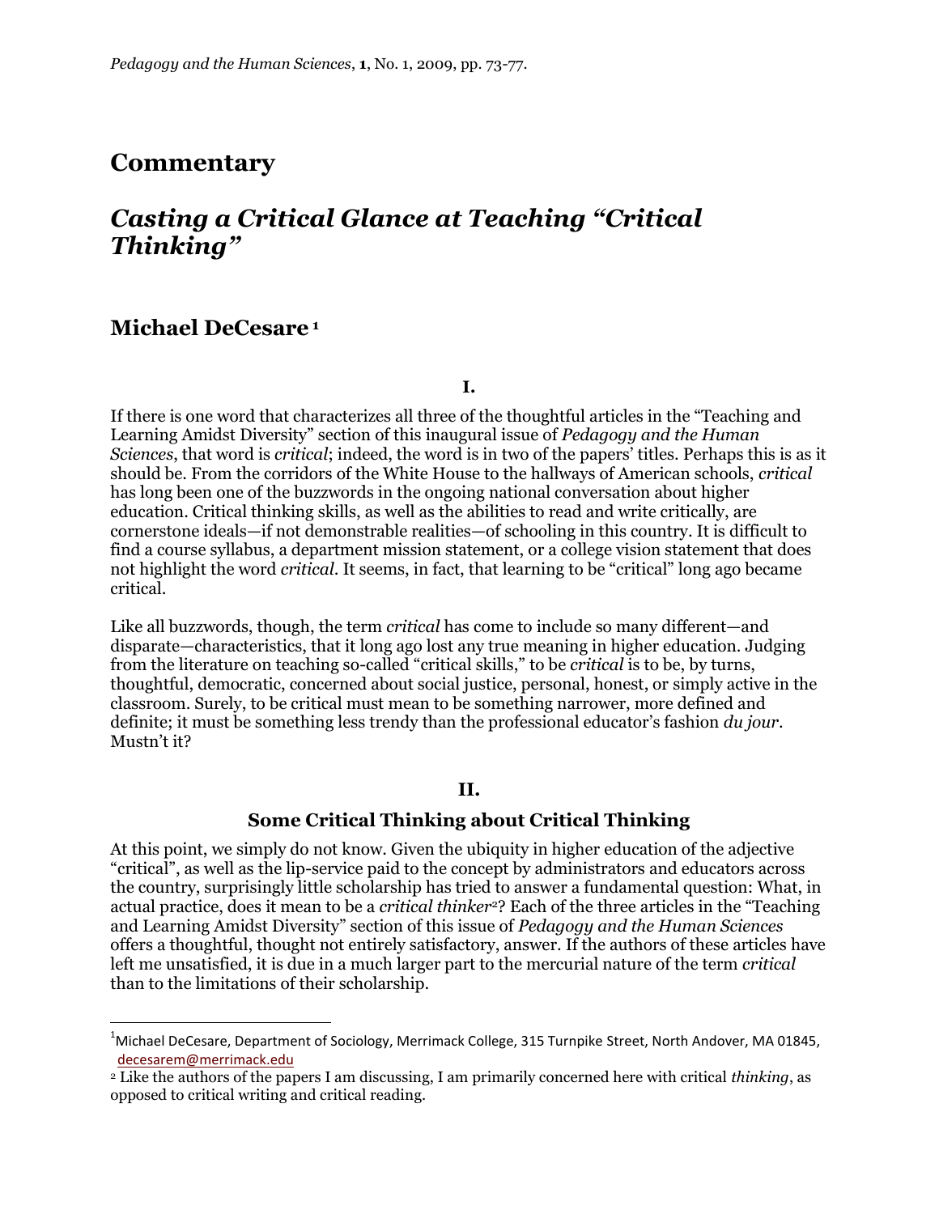# Commentary

## *Casting a Critical Glance at Teaching "Critical Thinking"*

## Michael DeCesare[1]

**I.**

If there is one word that characterizes all three of the thoughtful articles in the "Teaching and Learning Amidst Diversity" section of this inaugural issue of *Pedagogy and the Human Sciences*, that word is *critical*; indeed, the word is in two of the papers' titles. Perhaps this is as it should be. From the corridors of the White House to the hallways of American schools, *critical* has long been one of the buzzwords in the ongoing national conversation about higher education. Critical thinking skills, as well as the abilities to read and write critically, are cornerstone ideals—if not demonstrable realities—of schooling in this country. It is difficult to find a course syllabus, a department mission statement, or a college vision statement that does not highlight the word *critical*. It seems, in fact, that learning to be "critical" long ago became critical.

Like all buzzwords, though, the term *critical* has come to include so many different—and disparate—characteristics, that it long ago lost any true meaning in higher education. Judging from the literature on teaching so-called "critical skills," to be *critical* is to be, by turns, thoughtful, democratic, concerned about social justice, personal, honest, or simply active in the classroom. Surely, to be critical must mean to be something narrower, more defined and definite; it must be something less trendy than the professional educator's fashion *du jour*. Mustn't it?

**II.**

### Some Critical Thinking about Critical Thinking

At this point, we simply do not know. Given the ubiquity in higher education of the adjective "critical", as well as the lip-service paid to the concept by administrators and educators across the country, surprisingly little scholarship has tried to answer a fundamental question: What, in actual practice, does it mean to be a *critical thinker*[2]? Each of the three articles in the "Teaching and Learning Amidst Diversity" section of this issue of *Pedagogy and the Human Sciences* offers a thoughtful, thought not entirely satisfactory, answer. If the authors of these articles have left me unsatisfied, it is due in a much larger part to the mercurial nature of the term *critical* than to the limitations of their scholarship.

---

[1] Michael DeCesare, Department of Sociology, Merrimack College, 315 Turnpike Street, North Andover, MA 01845, decesarem@merrimack.edu

[2] Like the authors of the papers I am discussing, I am primarily concerned here with critical *thinking*, as opposed to critical writing and critical reading.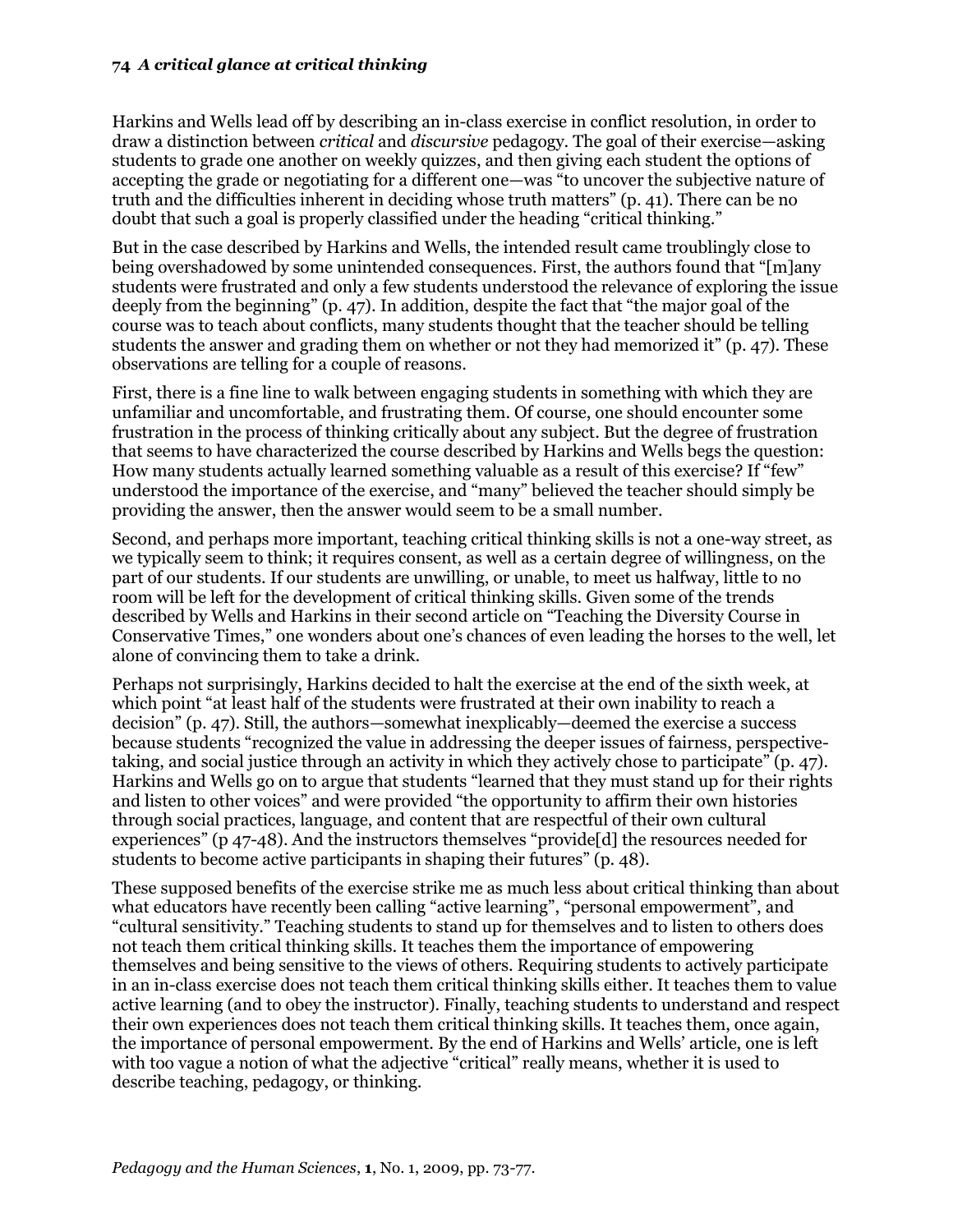Harkins and Wells lead off by describing an in-class exercise in conflict resolution, in order to draw a distinction between *critical* and *discursive* pedagogy. The goal of their exercise—asking students to grade one another on weekly quizzes, and then giving each student the options of accepting the grade or negotiating for a different one—was "to uncover the subjective nature of truth and the difficulties inherent in deciding whose truth matters" (p. 41). There can be no doubt that such a goal is properly classified under the heading "critical thinking."

But in the case described by Harkins and Wells, the intended result came troublingly close to being overshadowed by some unintended consequences. First, the authors found that "[m]any students were frustrated and only a few students understood the relevance of exploring the issue deeply from the beginning" (p. 47). In addition, despite the fact that "the major goal of the course was to teach about conflicts, many students thought that the teacher should be telling students the answer and grading them on whether or not they had memorized it" (p. 47). These observations are telling for a couple of reasons.

First, there is a fine line to walk between engaging students in something with which they are unfamiliar and uncomfortable, and frustrating them. Of course, one should encounter some frustration in the process of thinking critically about any subject. But the degree of frustration that seems to have characterized the course described by Harkins and Wells begs the question: How many students actually learned something valuable as a result of this exercise? If "few" understood the importance of the exercise, and "many" believed the teacher should simply be providing the answer, then the answer would seem to be a small number.

Second, and perhaps more important, teaching critical thinking skills is not a one-way street, as we typically seem to think; it requires consent, as well as a certain degree of willingness, on the part of our students. If our students are unwilling, or unable, to meet us halfway, little to no room will be left for the development of critical thinking skills. Given some of the trends described by Wells and Harkins in their second article on "Teaching the Diversity Course in Conservative Times," one wonders about one's chances of even leading the horses to the well, let alone of convincing them to take a drink.

Perhaps not surprisingly, Harkins decided to halt the exercise at the end of the sixth week, at which point "at least half of the students were frustrated at their own inability to reach a decision" (p. 47). Still, the authors—somewhat inexplicably—deemed the exercise a success because students "recognized the value in addressing the deeper issues of fairness, perspective-taking, and social justice through an activity in which they actively chose to participate" (p. 47). Harkins and Wells go on to argue that students "learned that they must stand up for their rights and listen to other voices" and were provided "the opportunity to affirm their own histories through social practices, language, and content that are respectful of their own cultural experiences" (p 47-48). And the instructors themselves "provide[d] the resources needed for students to become active participants in shaping their futures" (p. 48).

These supposed benefits of the exercise strike me as much less about critical thinking than about what educators have recently been calling "active learning", "personal empowerment", and "cultural sensitivity." Teaching students to stand up for themselves and to listen to others does not teach them critical thinking skills. It teaches them the importance of empowering themselves and being sensitive to the views of others. Requiring students to actively participate in an in-class exercise does not teach them critical thinking skills either. It teaches them to value active learning (and to obey the instructor). Finally, teaching students to understand and respect their own experiences does not teach them critical thinking skills. It teaches them, once again, the importance of personal empowerment. By the end of Harkins and Wells' article, one is left with too vague a notion of what the adjective "critical" really means, whether it is used to describe teaching, pedagogy, or thinking.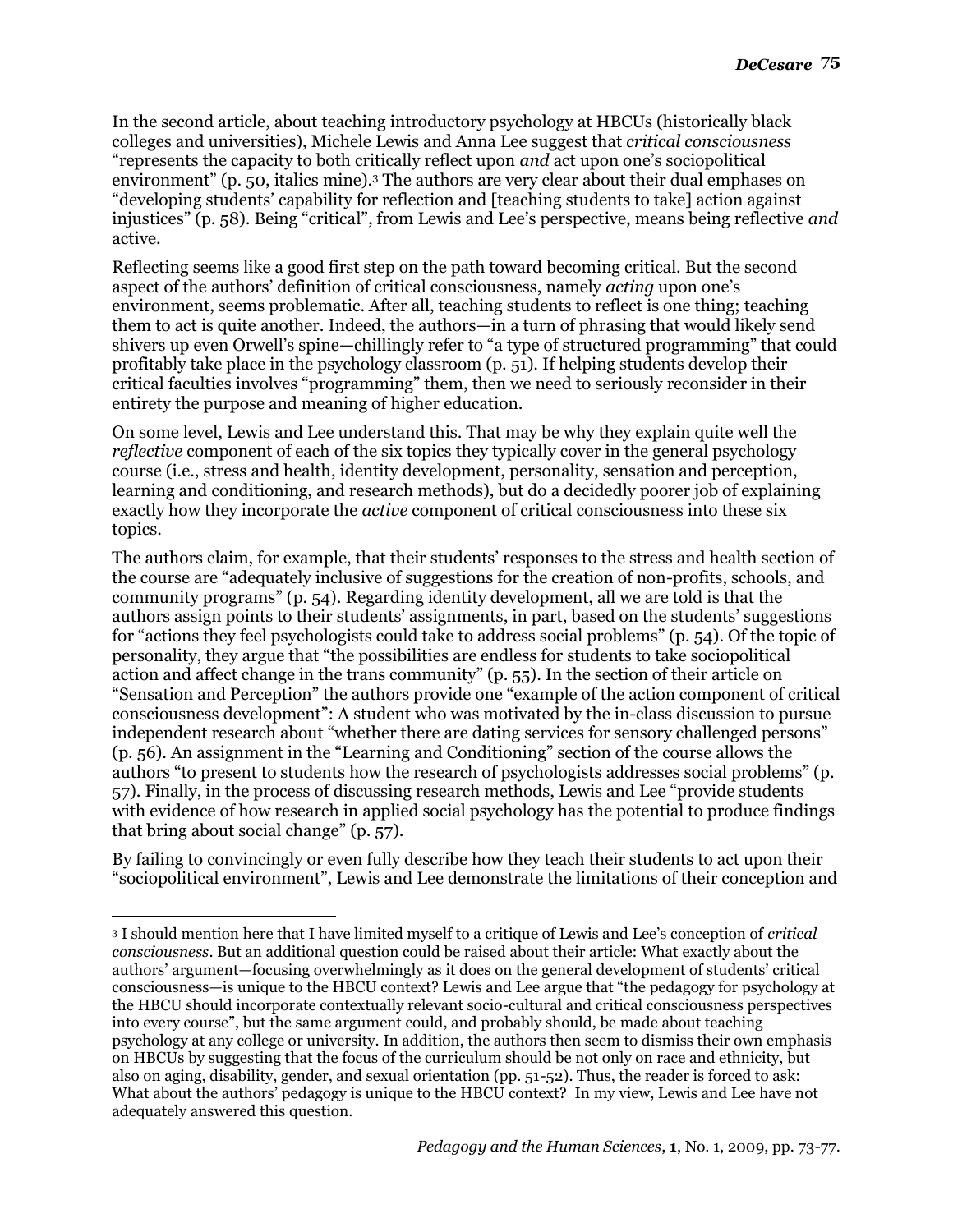In the second article, about teaching introductory psychology at HBCUs (historically black colleges and universities), Michele Lewis and Anna Lee suggest that *critical consciousness* "represents the capacity to both critically reflect upon *and* act upon one's sociopolitical environment" (p. 50, italics mine).[3] The authors are very clear about their dual emphases on "developing students' capability for reflection and [teaching students to take] action against injustices" (p. 58). Being "critical", from Lewis and Lee's perspective, means being reflective *and* active.

Reflecting seems like a good first step on the path toward becoming critical. But the second aspect of the authors' definition of critical consciousness, namely *acting* upon one's environment, seems problematic. After all, teaching students to reflect is one thing; teaching them to act is quite another. Indeed, the authors—in a turn of phrasing that would likely send shivers up even Orwell's spine—chillingly refer to "a type of structured programming" that could profitably take place in the psychology classroom (p. 51). If helping students develop their critical faculties involves "programming" them, then we need to seriously reconsider in their entirety the purpose and meaning of higher education.

On some level, Lewis and Lee understand this. That may be why they explain quite well the *reflective* component of each of the six topics they typically cover in the general psychology course (i.e., stress and health, identity development, personality, sensation and perception, learning and conditioning, and research methods), but do a decidedly poorer job of explaining exactly how they incorporate the *active* component of critical consciousness into these six topics.

The authors claim, for example, that their students' responses to the stress and health section of the course are "adequately inclusive of suggestions for the creation of non-profits, schools, and community programs" (p. 54). Regarding identity development, all we are told is that the authors assign points to their students' assignments, in part, based on the students' suggestions for "actions they feel psychologists could take to address social problems" (p. 54). Of the topic of personality, they argue that "the possibilities are endless for students to take sociopolitical action and affect change in the trans community" (p. 55). In the section of their article on "Sensation and Perception" the authors provide one "example of the action component of critical consciousness development": A student who was motivated by the in-class discussion to pursue independent research about "whether there are dating services for sensory challenged persons" (p. 56). An assignment in the "Learning and Conditioning" section of the course allows the authors "to present to students how the research of psychologists addresses social problems" (p. 57). Finally, in the process of discussing research methods, Lewis and Lee "provide students with evidence of how research in applied social psychology has the potential to produce findings that bring about social change" (p. 57).

By failing to convincingly or even fully describe how they teach their students to act upon their "sociopolitical environment", Lewis and Lee demonstrate the limitations of their conception and

---

[3] I should mention here that I have limited myself to a critique of Lewis and Lee's conception of *critical consciousness*. But an additional question could be raised about their article: What exactly about the authors' argument—focusing overwhelmingly as it does on the general development of students' critical consciousness—is unique to the HBCU context? Lewis and Lee argue that "the pedagogy for psychology at the HBCU should incorporate contextually relevant socio-cultural and critical consciousness perspectives into every course", but the same argument could, and probably should, be made about teaching psychology at any college or university. In addition, the authors then seem to dismiss their own emphasis on HBCUs by suggesting that the focus of the curriculum should be not only on race and ethnicity, but also on aging, disability, gender, and sexual orientation (pp. 51-52). Thus, the reader is forced to ask: What about the authors' pedagogy is unique to the HBCU context? In my view, Lewis and Lee have not adequately answered this question.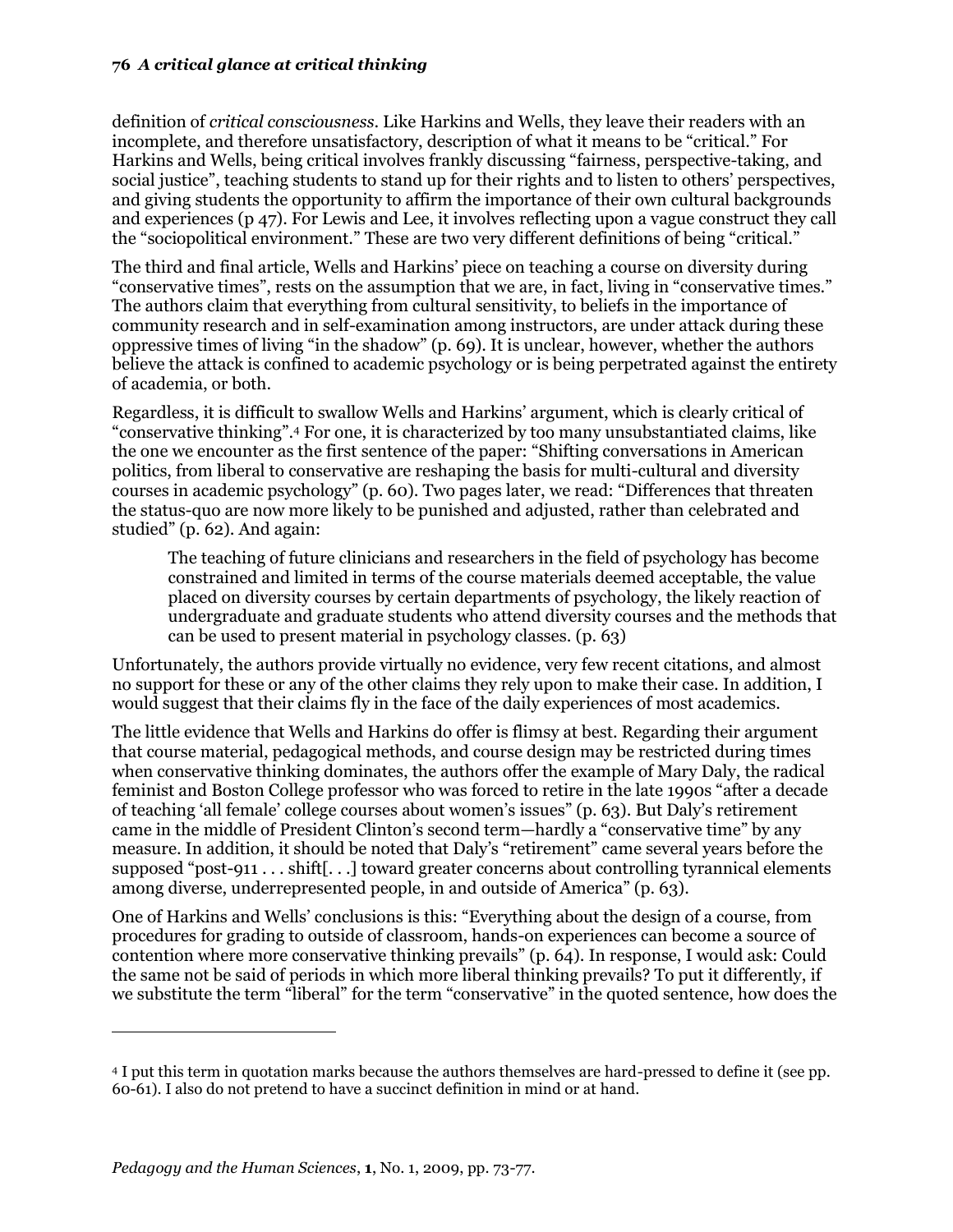definition of *critical consciousness*. Like Harkins and Wells, they leave their readers with an incomplete, and therefore unsatisfactory, description of what it means to be "critical." For Harkins and Wells, being critical involves frankly discussing "fairness, perspective-taking, and social justice", teaching students to stand up for their rights and to listen to others' perspectives, and giving students the opportunity to affirm the importance of their own cultural backgrounds and experiences (p 47). For Lewis and Lee, it involves reflecting upon a vague construct they call the "sociopolitical environment." These are two very different definitions of being "critical."

The third and final article, Wells and Harkins' piece on teaching a course on diversity during "conservative times", rests on the assumption that we are, in fact, living in "conservative times." The authors claim that everything from cultural sensitivity, to beliefs in the importance of community research and in self-examination among instructors, are under attack during these oppressive times of living "in the shadow" (p. 69). It is unclear, however, whether the authors believe the attack is confined to academic psychology or is being perpetrated against the entirety of academia, or both.

Regardless, it is difficult to swallow Wells and Harkins' argument, which is clearly critical of "conservative thinking".[4] For one, it is characterized by too many unsubstantiated claims, like the one we encounter as the first sentence of the paper: "Shifting conversations in American politics, from liberal to conservative are reshaping the basis for multi-cultural and diversity courses in academic psychology" (p. 60). Two pages later, we read: "Differences that threaten the status-quo are now more likely to be punished and adjusted, rather than celebrated and studied" (p. 62). And again:

> The teaching of future clinicians and researchers in the field of psychology has become constrained and limited in terms of the course materials deemed acceptable, the value placed on diversity courses by certain departments of psychology, the likely reaction of undergraduate and graduate students who attend diversity courses and the methods that can be used to present material in psychology classes. (p. 63)

Unfortunately, the authors provide virtually no evidence, very few recent citations, and almost no support for these or any of the other claims they rely upon to make their case. In addition, I would suggest that their claims fly in the face of the daily experiences of most academics.

The little evidence that Wells and Harkins do offer is flimsy at best. Regarding their argument that course material, pedagogical methods, and course design may be restricted during times when conservative thinking dominates, the authors offer the example of Mary Daly, the radical feminist and Boston College professor who was forced to retire in the late 1990s "after a decade of teaching 'all female' college courses about women's issues" (p. 63). But Daly's retirement came in the middle of President Clinton's second term—hardly a "conservative time" by any measure. In addition, it should be noted that Daly's "retirement" came several years before the supposed "post-911 . . . shift[. . .] toward greater concerns about controlling tyrannical elements among diverse, underrepresented people, in and outside of America" (p. 63).

One of Harkins and Wells' conclusions is this: "Everything about the design of a course, from procedures for grading to outside of classroom, hands-on experiences can become a source of contention where more conservative thinking prevails" (p. 64). In response, I would ask: Could the same not be said of periods in which more liberal thinking prevails? To put it differently, if we substitute the term "liberal" for the term "conservative" in the quoted sentence, how does the

---

[4] I put this term in quotation marks because the authors themselves are hard-pressed to define it (see pp. 60-61). I also do not pretend to have a succinct definition in mind or at hand.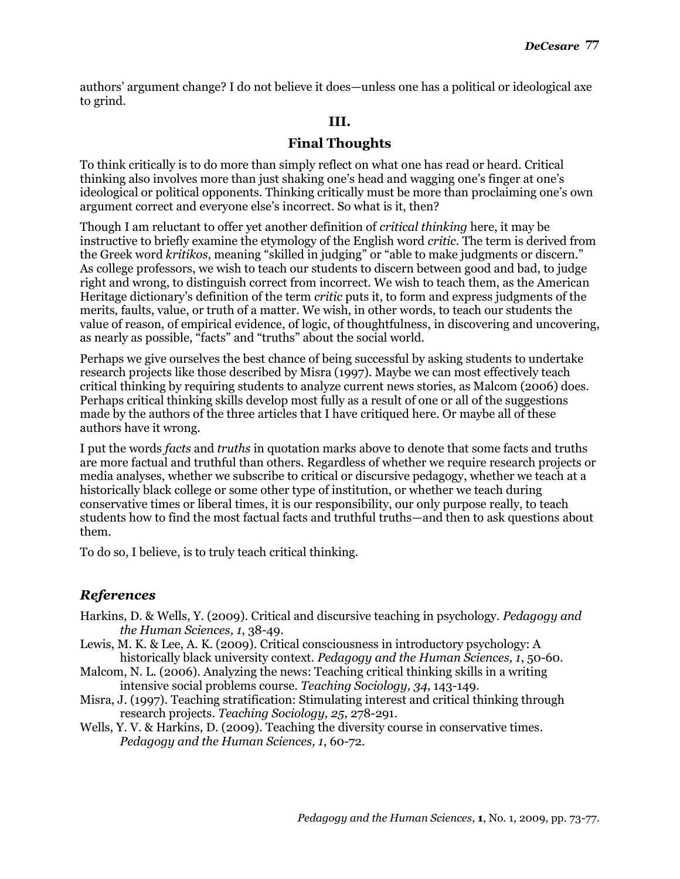authors' argument change? I do not believe it does—unless one has a political or ideological axe to grind.

## III.

## Final Thoughts

To think critically is to do more than simply reflect on what one has read or heard. Critical thinking also involves more than just shaking one's head and wagging one's finger at one's ideological or political opponents. Thinking critically must be more than proclaiming one's own argument correct and everyone else's incorrect. So what is it, then?

Though I am reluctant to offer yet another definition of *critical thinking* here, it may be instructive to briefly examine the etymology of the English word *critic*. The term is derived from the Greek word *kritikos*, meaning "skilled in judging" or "able to make judgments or discern." As college professors, we wish to teach our students to discern between good and bad, to judge right and wrong, to distinguish correct from incorrect. We wish to teach them, as the American Heritage dictionary's definition of the term *critic* puts it, to form and express judgments of the merits, faults, value, or truth of a matter. We wish, in other words, to teach our students the value of reason, of empirical evidence, of logic, of thoughtfulness, in discovering and uncovering, as nearly as possible, "facts" and "truths" about the social world.

Perhaps we give ourselves the best chance of being successful by asking students to undertake research projects like those described by Misra (1997). Maybe we can most effectively teach critical thinking by requiring students to analyze current news stories, as Malcom (2006) does. Perhaps critical thinking skills develop most fully as a result of one or all of the suggestions made by the authors of the three articles that I have critiqued here. Or maybe all of these authors have it wrong.

I put the words *facts* and *truths* in quotation marks above to denote that some facts and truths are more factual and truthful than others. Regardless of whether we require research projects or media analyses, whether we subscribe to critical or discursive pedagogy, whether we teach at a historically black college or some other type of institution, or whether we teach during conservative times or liberal times, it is our responsibility, our only purpose really, to teach students how to find the most factual facts and truthful truths—and then to ask questions about them.

To do so, I believe, is to truly teach critical thinking.

### *References*

Harkins, D. & Wells, Y. (2009). Critical and discursive teaching in psychology. *Pedagogy and the Human Sciences, 1*, 38-49.

Lewis, M. K. & Lee, A. K. (2009). Critical consciousness in introductory psychology: A historically black university context. *Pedagogy and the Human Sciences, 1*, 50-60.

Malcom, N. L. (2006). Analyzing the news: Teaching critical thinking skills in a writing intensive social problems course. *Teaching Sociology, 34*, 143-149.

Misra, J. (1997). Teaching stratification: Stimulating interest and critical thinking through research projects. *Teaching Sociology, 25*, 278-291.

Wells, Y. V. & Harkins, D. (2009). Teaching the diversity course in conservative times. *Pedagogy and the Human Sciences, 1*, 60-72.